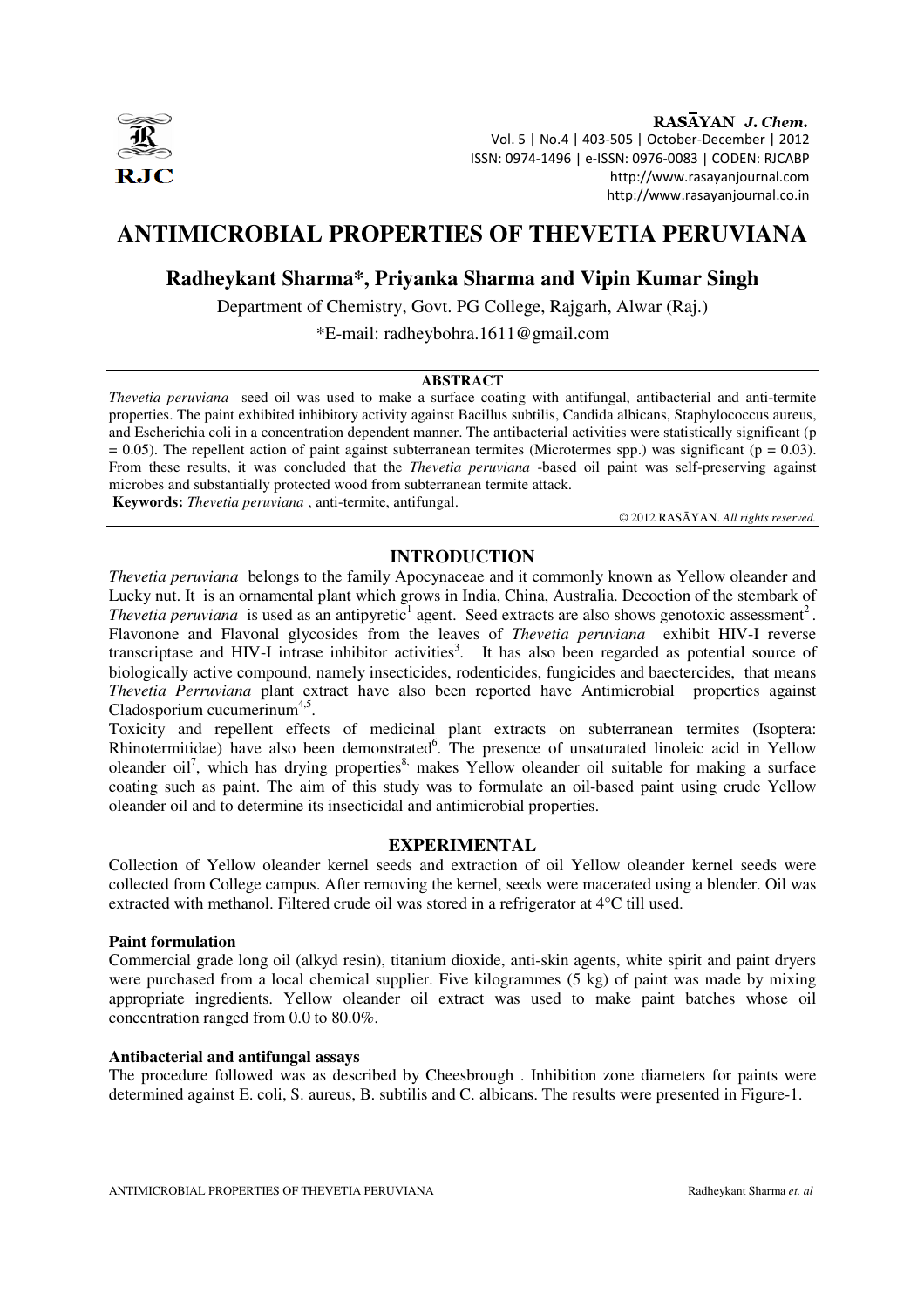# ANTIMICROBIAL PROPERTIES OF THEVETIA PERUVIANA

## Radheykant Sharma*, Priyanka Sharma and Vipin Kumar Singh

Department of Chemistry, Govt. PG College, Rajgarh, Alwar (Raj.)

*E-mail: radheybohra.1611@gmail.com

### ABSTRACT

*Thevetia peruviana* seed oil was used to make a surface coating with antifungal, antibacterial and anti-termite properties. The paint exhibited inhibitory activity against Bacillus subtilis, Candida albicans, Staphylococcus aureus, and Escherichia coli in a concentration dependent manner. The antibacterial activities were statistically significant ($p = 0.05$). The repellent action of paint against subterranean termites (Microtermes spp.) was significant ($p = 0.03$). From these results, it was concluded that the *Thevetia peruviana* -based oil paint was self-preserving against microbes and substantially protected wood from subterranean termite attack.

**Keywords:** *Thevetia peruviana* , anti-termite, antifungal.

© 2012 RASĀYAN. *All rights reserved.*

## INTRODUCTION

*Thevetia peruviana* belongs to the family Apocynaceae and it commonly known as Yellow oleander and Lucky nut. It is an ornamental plant which grows in India, China, Australia. Decoction of the stembark of *Thevetia peruviana* is used as an antipyretic[1] agent. Seed extracts are also shows genotoxic assessment[2]. Flavonone and Flavonal glycosides from the leaves of *Thevetia peruviana* exhibit HIV-I reverse transcriptase and HIV-I intrase inhibitor activities[3]. It has also been regarded as potential source of biologically active compound, namely insecticides, rodenticides, fungicides and baectercides, that means *Thevetia Perruviana* plant extract have also been reported have Antimicrobial properties against Cladosporium cucumerinum[4,5].

Toxicity and repellent effects of medicinal plant extracts on subterranean termites (Isoptera: Rhinotermitidae) have also been demonstrated[6]. The presence of unsaturated linoleic acid in Yellow oleander oil[7], which has drying properties[8,] makes Yellow oleander oil suitable for making a surface coating such as paint. The aim of this study was to formulate an oil-based paint using crude Yellow oleander oil and to determine its insecticidal and antimicrobial properties.

## EXPERIMENTAL

Collection of Yellow oleander kernel seeds and extraction of oil Yellow oleander kernel seeds were collected from College campus. After removing the kernel, seeds were macerated using a blender. Oil was extracted with methanol. Filtered crude oil was stored in a refrigerator at 4°C till used.

### Paint formulation

Commercial grade long oil (alkyd resin), titanium dioxide, anti-skin agents, white spirit and paint dryers were purchased from a local chemical supplier. Five kilogrammes (5 kg) of paint was made by mixing appropriate ingredients. Yellow oleander oil extract was used to make paint batches whose oil concentration ranged from 0.0 to 80.0%.

### Antibacterial and antifungal assays

The procedure followed was as described by Cheesbrough . Inhibition zone diameters for paints were determined against E. coli, S. aureus, B. subtilis and C. albicans. The results were presented in Figure-1.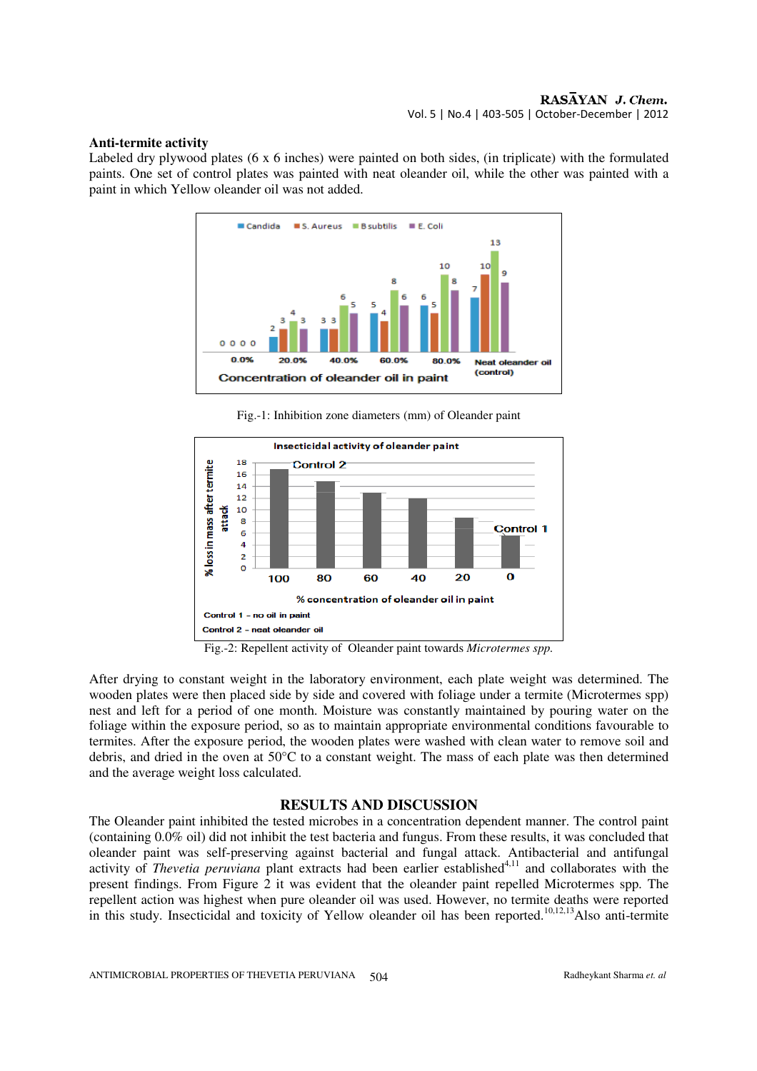### Anti-termite activity

Labeled dry plywood plates (6 x 6 inches) were painted on both sides, (in triplicate) with the formulated paints. One set of control plates was painted with neat oleander oil, while the other was painted with a paint in which Yellow oleander oil was not added.

Fig.-1: Inhibition zone diameters (mm) of Oleander paint

Fig.-2: Repellent activity of Oleander paint towards *Microtermes spp.*

After drying to constant weight in the laboratory environment, each plate weight was determined. The wooden plates were then placed side by side and covered with foliage under a termite (Microtermes spp) nest and left for a period of one month. Moisture was constantly maintained by pouring water on the foliage within the exposure period, so as to maintain appropriate environmental conditions favourable to termites. After the exposure period, the wooden plates were washed with clean water to remove soil and debris, and dried in the oven at 50°C to a constant weight. The mass of each plate was then determined and the average weight loss calculated.

## RESULTS AND DISCUSSION

The Oleander paint inhibited the tested microbes in a concentration dependent manner. The control paint (containing 0.0% oil) did not inhibit the test bacteria and fungus. From these results, it was concluded that oleander paint was self-preserving against bacterial and fungal attack. Antibacterial and antifungal activity of *Thevetia peruviana* plant extracts had been earlier established[4,11] and collaborates with the present findings. From Figure 2 it was evident that the oleander paint repelled Microtermes spp. The repellent action was highest when pure oleander oil was used. However, no termite deaths were reported in this study. Insecticidal and toxicity of Yellow oleander oil has been reported.[10,12,13]Also anti-termite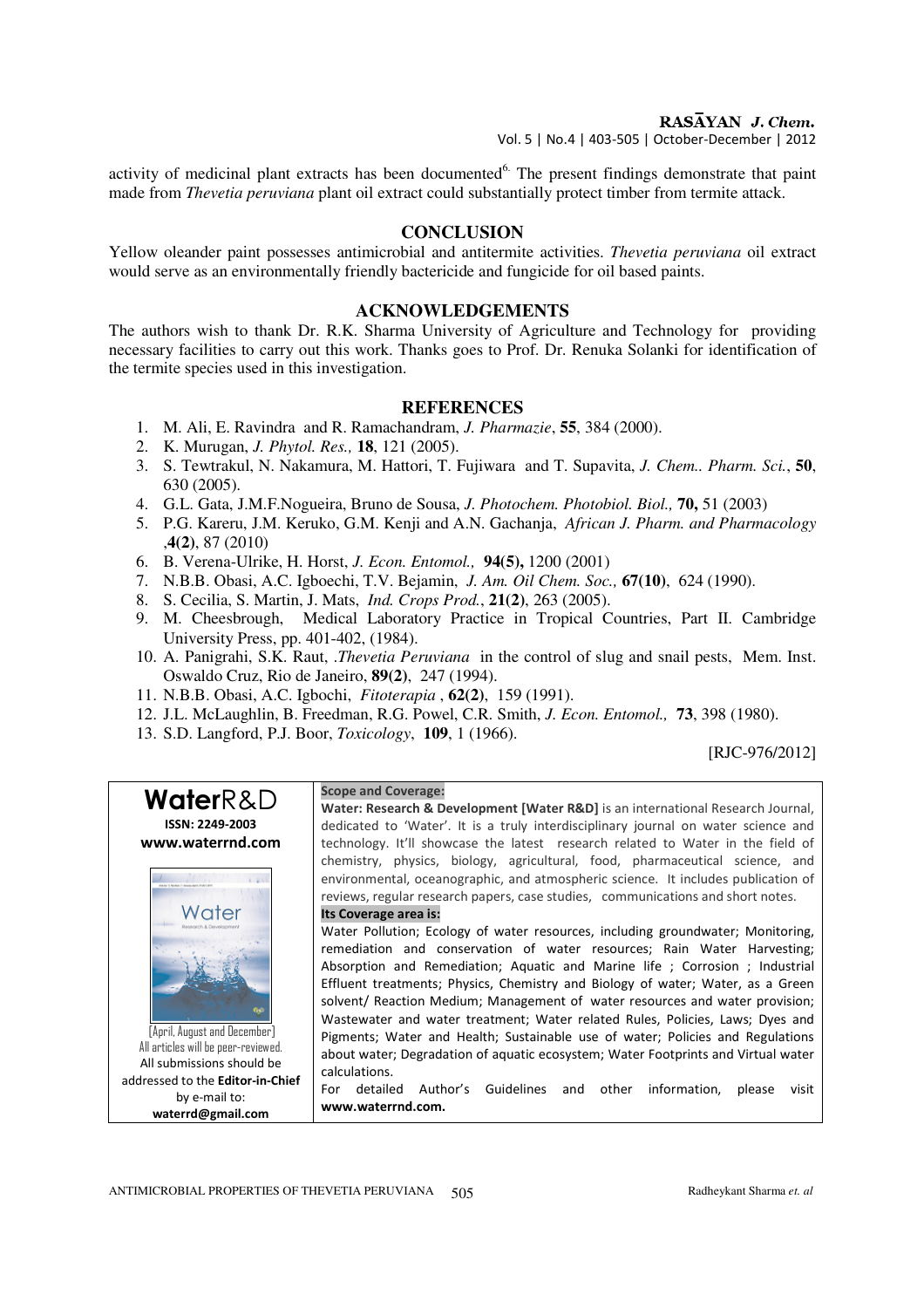activity of medicinal plant extracts has been documented[6]. The present findings demonstrate that paint made from *Thevetia peruviana* plant oil extract could substantially protect timber from termite attack.

## CONCLUSION

Yellow oleander paint possesses antimicrobial and antitermite activities. *Thevetia peruviana* oil extract would serve as an environmentally friendly bactericide and fungicide for oil based paints.

## ACKNOWLEDGEMENTS

The authors wish to thank Dr. R.K. Sharma University of Agriculture and Technology for providing necessary facilities to carry out this work. Thanks goes to Prof. Dr. Renuka Solanki for identification of the termite species used in this investigation.

## REFERENCES

1. M. Ali, E. Ravindra and R. Ramachandram, *J. Pharmazie*, **55**, 384 (2000).
2. K. Murugan, *J. Phytol. Res.,* **18**, 121 (2005).
3. S. Tewtrakul, N. Nakamura, M. Hattori, T. Fujiwara and T. Supavita, *J. Chem.. Pharm. Sci.*, **50**, 630 (2005).
4. G.L. Gata, J.M.F.Nogueira, Bruno de Sousa, *J. Photochem. Photobiol. Biol.,* **70,** 51 (2003)
5. P.G. Kareru, J.M. Keruko, G.M. Kenji and A.N. Gachanja, *African J. Pharm. and Pharmacology* ,**4(2)**, 87 (2010)
6. B. Verena-Ulrike, H. Horst, *J. Econ. Entomol.,* **94(5),** 1200 (2001)
7. N.B.B. Obasi, A.C. Igboechi, T.V. Bejamin, *J. Am. Oil Chem. Soc.,* **67(10)**, 624 (1990).
8. S. Cecilia, S. Martin, J. Mats, *Ind. Crops Prod.*, **21(2)**, 263 (2005).
9. M. Cheesbrough, Medical Laboratory Practice in Tropical Countries, Part II. Cambridge University Press, pp. 401-402, (1984).
10. A. Panigrahi, S.K. Raut, .*Thevetia Peruviana* in the control of slug and snail pests, Mem. Inst. Oswaldo Cruz, Rio de Janeiro, **89(2)**, 247 (1994).
11. N.B.B. Obasi, A.C. Igbochi, *Fitoterapia* , **62(2)**, 159 (1991).
12. J.L. McLaughlin, B. Freedman, R.G. Powel, C.R. Smith, *J. Econ. Entomol.,* **73**, 398 (1980).
13. S.D. Langford, P.J. Boor, *Toxicology*, **109**, 1 (1966).

[RJC-976/2012]

**Water**R&D
**ISSN: 2249-2003**
**www.waterrnd.com**

[April, August and December]
All articles will be peer-reviewed.
All submissions should be addressed to the **Editor-in-Chief** by e-mail to:
**waterrd@gmail.com**

**Scope and Coverage:**

**Water: Research & Development [Water R&D]** is an international Research Journal, dedicated to 'Water'. It is a truly interdisciplinary journal on water science and technology. It'll showcase the latest research related to Water in the field of chemistry, physics, biology, agricultural, food, pharmaceutical science, and environmental, oceanographic, and atmospheric science. It includes publication of reviews, regular research papers, case studies, communications and short notes.

**Its Coverage area is:**

Water Pollution; Ecology of water resources, including groundwater; Monitoring, remediation and conservation of water resources; Rain Water Harvesting; Absorption and Remediation; Aquatic and Marine life ; Corrosion ; Industrial Effluent treatments; Physics, Chemistry and Biology of water; Water, as a Green solvent/ Reaction Medium; Management of water resources and water provision; Wastewater and water treatment; Water related Rules, Policies, Laws; Dyes and Pigments; Water and Health; Sustainable use of water; Policies and Regulations about water; Degradation of aquatic ecosystem; Water Footprints and Virtual water calculations.

For detailed Author's Guidelines and other information, please visit **www.waterrnd.com.**